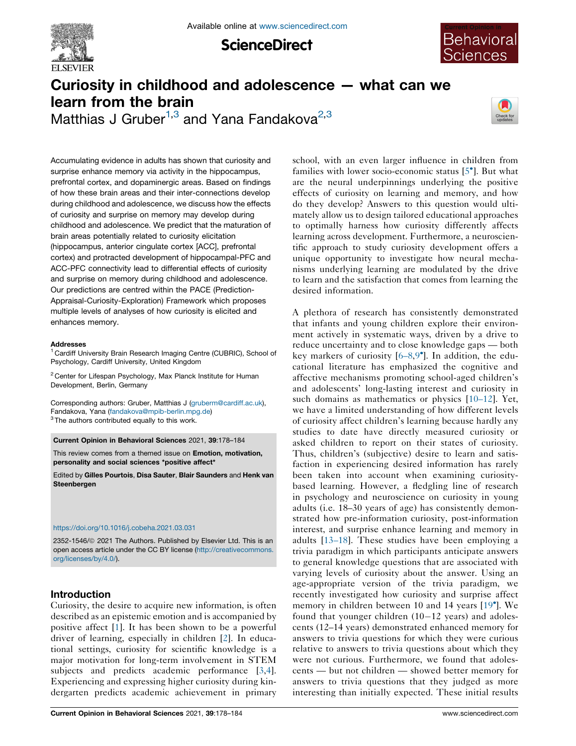# Curiosity in childhood and adolescence — what can we learn from the brain

Matthias J Gruber[1,3] and Yana Fandakova[2,3]

Accumulating evidence in adults has shown that curiosity and surprise enhance memory via activity in the hippocampus, prefrontal cortex, and dopaminergic areas. Based on findings of how these brain areas and their inter-connections develop during childhood and adolescence, we discuss how the effects of curiosity and surprise on memory may develop during childhood and adolescence. We predict that the maturation of brain areas potentially related to curiosity elicitation (hippocampus, anterior cingulate cortex [ACC], prefrontal cortex) and protracted development of hippocampal-PFC and ACC-PFC connectivity lead to differential effects of curiosity and surprise on memory during childhood and adolescence. Our predictions are centred within the PACE (Prediction-Appraisal-Curiosity-Exploration) Framework which proposes multiple levels of analyses of how curiosity is elicited and enhances memory.

**Addresses**

[1] Cardiff University Brain Research Imaging Centre (CUBRIC), School of Psychology, Cardiff University, United Kingdom

[2] Center for Lifespan Psychology, Max Planck Institute for Human Development, Berlin, Germany

Corresponding authors: Gruber, Matthias J (gruberm@cardiff.ac.uk), Fandakova, Yana (fandakova@mpib-berlin.mpg.de)

[3] The authors contributed equally to this work.

**Current Opinion in Behavioral Sciences** 2021, **39**:178–184

This review comes from a themed issue on **Emotion, motivation, personality and social sciences *positive affect***

Edited by **Gilles Pourtois**, **Disa Sauter**, **Blair Saunders** and **Henk van Steenbergen**

https://doi.org/10.1016/j.cobeha.2021.03.031

2352-1546/© 2021 The Authors. Published by Elsevier Ltd. This is an open access article under the CC BY license (http://creativecommons.org/licenses/by/4.0/).

## Introduction

Curiosity, the desire to acquire new information, is often described as an epistemic emotion and is accompanied by positive affect [1]. It has been shown to be a powerful driver of learning, especially in children [2]. In educational settings, curiosity for scientific knowledge is a major motivation for long-term involvement in STEM subjects and predicts academic performance [3,4]. Experiencing and expressing higher curiosity during kindergarten predicts academic achievement in primary school, with an even larger influence in children from families with lower socio-economic status [5•]. But what are the neural underpinnings underlying the positive effects of curiosity on learning and memory, and how do they develop? Answers to this question would ultimately allow us to design tailored educational approaches to optimally harness how curiosity differently affects learning across development. Furthermore, a neuroscientific approach to study curiosity development offers a unique opportunity to investigate how neural mechanisms underlying learning are modulated by the drive to learn and the satisfaction that comes from learning the desired information.

A plethora of research has consistently demonstrated that infants and young children explore their environment actively in systematic ways, driven by a drive to reduce uncertainty and to close knowledge gaps — both key markers of curiosity [6–8,9•]. In addition, the educational literature has emphasized the cognitive and affective mechanisms promoting school-aged children's and adolescents' long-lasting interest and curiosity in such domains as mathematics or physics [10–12]. Yet, we have a limited understanding of how different levels of curiosity affect children's learning because hardly any studies to date have directly measured curiosity or asked children to report on their states of curiosity. Thus, children's (subjective) desire to learn and satisfaction in experiencing desired information has rarely been taken into account when examining curiosity-based learning. However, a fledgling line of research in psychology and neuroscience on curiosity in young adults (i.e. 18–30 years of age) has consistently demonstrated how pre-information curiosity, post-information interest, and surprise enhance learning and memory in adults [13–18]. These studies have been employing a trivia paradigm in which participants anticipate answers to general knowledge questions that are associated with varying levels of curiosity about the answer. Using an age-appropriate version of the trivia paradigm, we recently investigated how curiosity and surprise affect memory in children between 10 and 14 years [19•]. We found that younger children (10−12 years) and adolescents (12–14 years) demonstrated enhanced memory for answers to trivia questions for which they were curious relative to answers to trivia questions about which they were not curious. Furthermore, we found that adolescents — but not children — showed better memory for answers to trivia questions that they judged as more interesting than initially expected. These initial results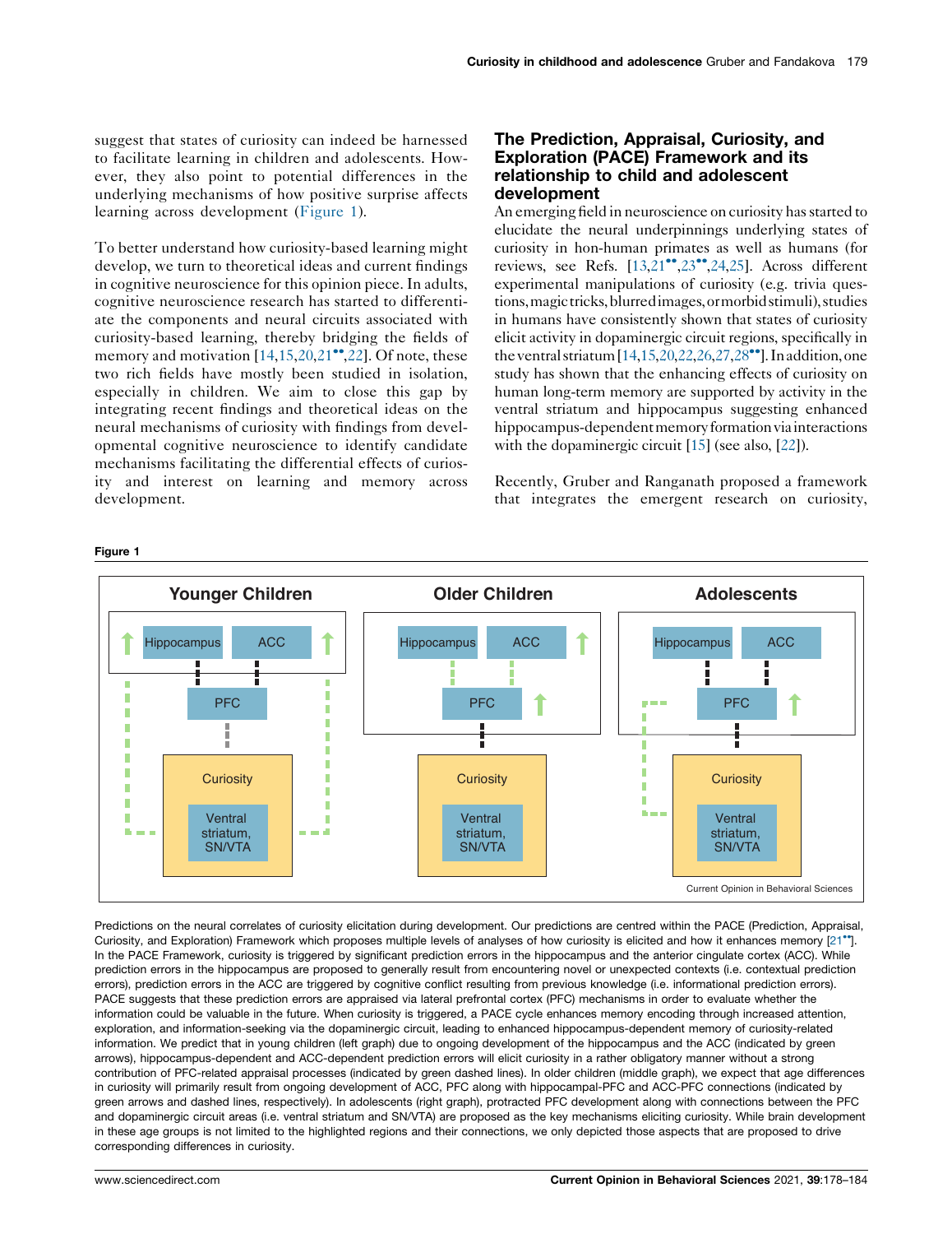suggest that states of curiosity can indeed be harnessed to facilitate learning in children and adolescents. However, they also point to potential differences in the underlying mechanisms of how positive surprise affects learning across development (Figure 1).

To better understand how curiosity-based learning might develop, we turn to theoretical ideas and current findings in cognitive neuroscience for this opinion piece. In adults, cognitive neuroscience research has started to differentiate the components and neural circuits associated with curiosity-based learning, thereby bridging the fields of memory and motivation [14,15,20,21••,22]. Of note, these two rich fields have mostly been studied in isolation, especially in children. We aim to close this gap by integrating recent findings and theoretical ideas on the neural mechanisms of curiosity with findings from developmental cognitive neuroscience to identify candidate mechanisms facilitating the differential effects of curiosity and interest on learning and memory across development.

## The Prediction, Appraisal, Curiosity, and Exploration (PACE) Framework and its relationship to child and adolescent development

An emerging field in neuroscience on curiosity has started to elucidate the neural underpinnings underlying states of curiosity in hon-human primates as well as humans (for reviews, see Refs. [13,21••,23••,24,25]. Across different experimental manipulations of curiosity (e.g. trivia questions, magic tricks, blurred images, or morbid stimuli), studies in humans have consistently shown that states of curiosity elicit activity in dopaminergic circuit regions, specifically in the ventral striatum [14,15,20,22,26,27,28••]. In addition, one study has shown that the enhancing effects of curiosity on human long-term memory are supported by activity in the ventral striatum and hippocampus suggesting enhanced hippocampus-dependent memory formation via interactions with the dopaminergic circuit [15] (see also, [22]).

Recently, Gruber and Ranganath proposed a framework that integrates the emergent research on curiosity,

**Figure 1**

| Younger Children | Older Children | Adolescents |
|---|---|---|
| Hippocampus, ACC, PFC; Curiosity: Ventral striatum, SN/VTA | Hippocampus, ACC, PFC; Curiosity: Ventral striatum, SN/VTA | Hippocampus, ACC, PFC; Curiosity: Ventral striatum, SN/VTA |

Current Opinion in Behavioral Sciences

Predictions on the neural correlates of curiosity elicitation during development. Our predictions are centred within the PACE (Prediction, Appraisal, Curiosity, and Exploration) Framework which proposes multiple levels of analyses of how curiosity is elicited and how it enhances memory [21••]. In the PACE Framework, curiosity is triggered by significant prediction errors in the hippocampus and the anterior cingulate cortex (ACC). While prediction errors in the hippocampus are proposed to generally result from encountering novel or unexpected contexts (i.e. contextual prediction errors), prediction errors in the ACC are triggered by cognitive conflict resulting from previous knowledge (i.e. informational prediction errors). PACE suggests that these prediction errors are appraised via lateral prefrontal cortex (PFC) mechanisms in order to evaluate whether the information could be valuable in the future. When curiosity is triggered, a PACE cycle enhances memory encoding through increased attention, exploration, and information-seeking via the dopaminergic circuit, leading to enhanced hippocampus-dependent memory of curiosity-related information. We predict that in young children (left graph) due to ongoing development of the hippocampus and the ACC (indicated by green arrows), hippocampus-dependent and ACC-dependent prediction errors will elicit curiosity in a rather obligatory manner without a strong contribution of PFC-related appraisal processes (indicated by green dashed lines). In older children (middle graph), we expect that age differences in curiosity will primarily result from ongoing development of ACC, PFC along with hippocampal-PFC and ACC-PFC connections (indicated by green arrows and dashed lines, respectively). In adolescents (right graph), protracted PFC development along with connections between the PFC and dopaminergic circuit areas (i.e. ventral striatum and SN/VTA) are proposed as the key mechanisms eliciting curiosity. While brain development in these age groups is not limited to the highlighted regions and their connections, we only depicted those aspects that are proposed to drive corresponding differences in curiosity.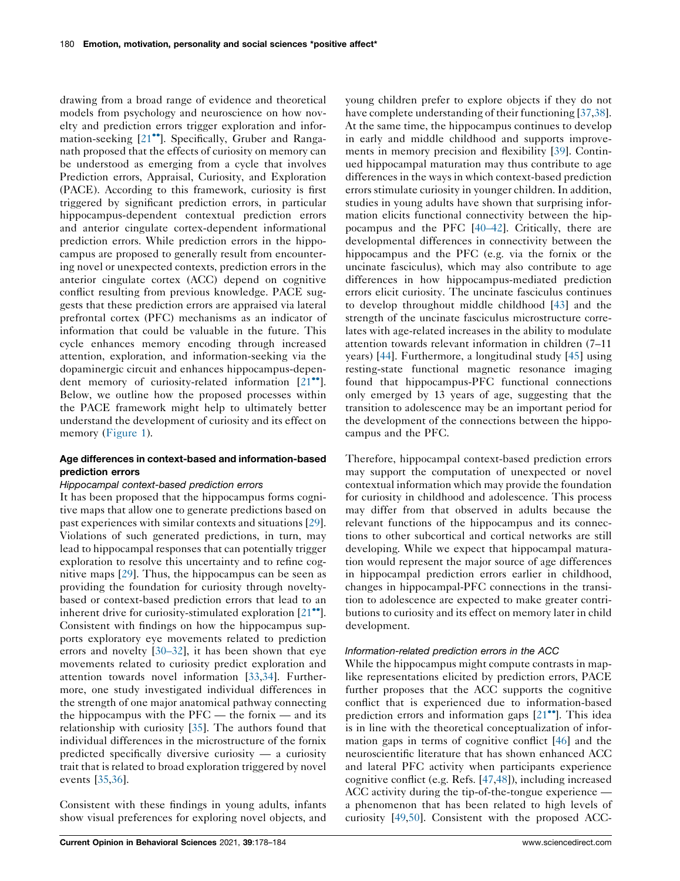drawing from a broad range of evidence and theoretical models from psychology and neuroscience on how novelty and prediction errors trigger exploration and information-seeking [21••]. Specifically, Gruber and Ranganath proposed that the effects of curiosity on memory can be understood as emerging from a cycle that involves Prediction errors, Appraisal, Curiosity, and Exploration (PACE). According to this framework, curiosity is first triggered by significant prediction errors, in particular hippocampus-dependent contextual prediction errors and anterior cingulate cortex-dependent informational prediction errors. While prediction errors in the hippocampus are proposed to generally result from encountering novel or unexpected contexts, prediction errors in the anterior cingulate cortex (ACC) depend on cognitive conflict resulting from previous knowledge. PACE suggests that these prediction errors are appraised via lateral prefrontal cortex (PFC) mechanisms as an indicator of information that could be valuable in the future. This cycle enhances memory encoding through increased attention, exploration, and information-seeking via the dopaminergic circuit and enhances hippocampus-dependent memory of curiosity-related information [21••]. Below, we outline how the proposed processes within the PACE framework might help to ultimately better understand the development of curiosity and its effect on memory (Figure 1).

## Age differences in context-based and information-based prediction errors

### *Hippocampal context-based prediction errors*

It has been proposed that the hippocampus forms cognitive maps that allow one to generate predictions based on past experiences with similar contexts and situations [29]. Violations of such generated predictions, in turn, may lead to hippocampal responses that can potentially trigger exploration to resolve this uncertainty and to refine cognitive maps [29]. Thus, the hippocampus can be seen as providing the foundation for curiosity through novelty-based or context-based prediction errors that lead to an inherent drive for curiosity-stimulated exploration [21••]. Consistent with findings on how the hippocampus supports exploratory eye movements related to prediction errors and novelty [30–32], it has been shown that eye movements related to curiosity predict exploration and attention towards novel information [33,34]. Furthermore, one study investigated individual differences in the strength of one major anatomical pathway connecting the hippocampus with the PFC — the fornix — and its relationship with curiosity [35]. The authors found that individual differences in the microstructure of the fornix predicted specifically diversive curiosity — a curiosity trait that is related to broad exploration triggered by novel events [35,36].

Consistent with these findings in young adults, infants show visual preferences for exploring novel objects, and young children prefer to explore objects if they do not have complete understanding of their functioning [37,38]. At the same time, the hippocampus continues to develop in early and middle childhood and supports improvements in memory precision and flexibility [39]. Continued hippocampal maturation may thus contribute to age differences in the ways in which context-based prediction errors stimulate curiosity in younger children. In addition, studies in young adults have shown that surprising information elicits functional connectivity between the hippocampus and the PFC [40–42]. Critically, there are developmental differences in connectivity between the hippocampus and the PFC (e.g. via the fornix or the uncinate fasciculus), which may also contribute to age differences in how hippocampus-mediated prediction errors elicit curiosity. The uncinate fasciculus continues to develop throughout middle childhood [43] and the strength of the uncinate fasciculus microstructure correlates with age-related increases in the ability to modulate attention towards relevant information in children (7–11 years) [44]. Furthermore, a longitudinal study [45] using resting-state functional magnetic resonance imaging found that hippocampus-PFC functional connections only emerged by 13 years of age, suggesting that the transition to adolescence may be an important period for the development of the connections between the hippocampus and the PFC.

Therefore, hippocampal context-based prediction errors may support the computation of unexpected or novel contextual information which may provide the foundation for curiosity in childhood and adolescence. This process may differ from that observed in adults because the relevant functions of the hippocampus and its connections to other subcortical and cortical networks are still developing. While we expect that hippocampal maturation would represent the major source of age differences in hippocampal prediction errors earlier in childhood, changes in hippocampal-PFC connections in the transition to adolescence are expected to make greater contributions to curiosity and its effect on memory later in child development.

### *Information-related prediction errors in the ACC*

While the hippocampus might compute contrasts in map-like representations elicited by prediction errors, PACE further proposes that the ACC supports the cognitive conflict that is experienced due to information-based prediction errors and information gaps [21••]. This idea is in line with the theoretical conceptualization of information gaps in terms of cognitive conflict [46] and the neuroscientific literature that has shown enhanced ACC and lateral PFC activity when participants experience cognitive conflict (e.g. Refs. [47,48]), including increased ACC activity during the tip-of-the-tongue experience — a phenomenon that has been related to high levels of curiosity [49,50]. Consistent with the proposed ACC-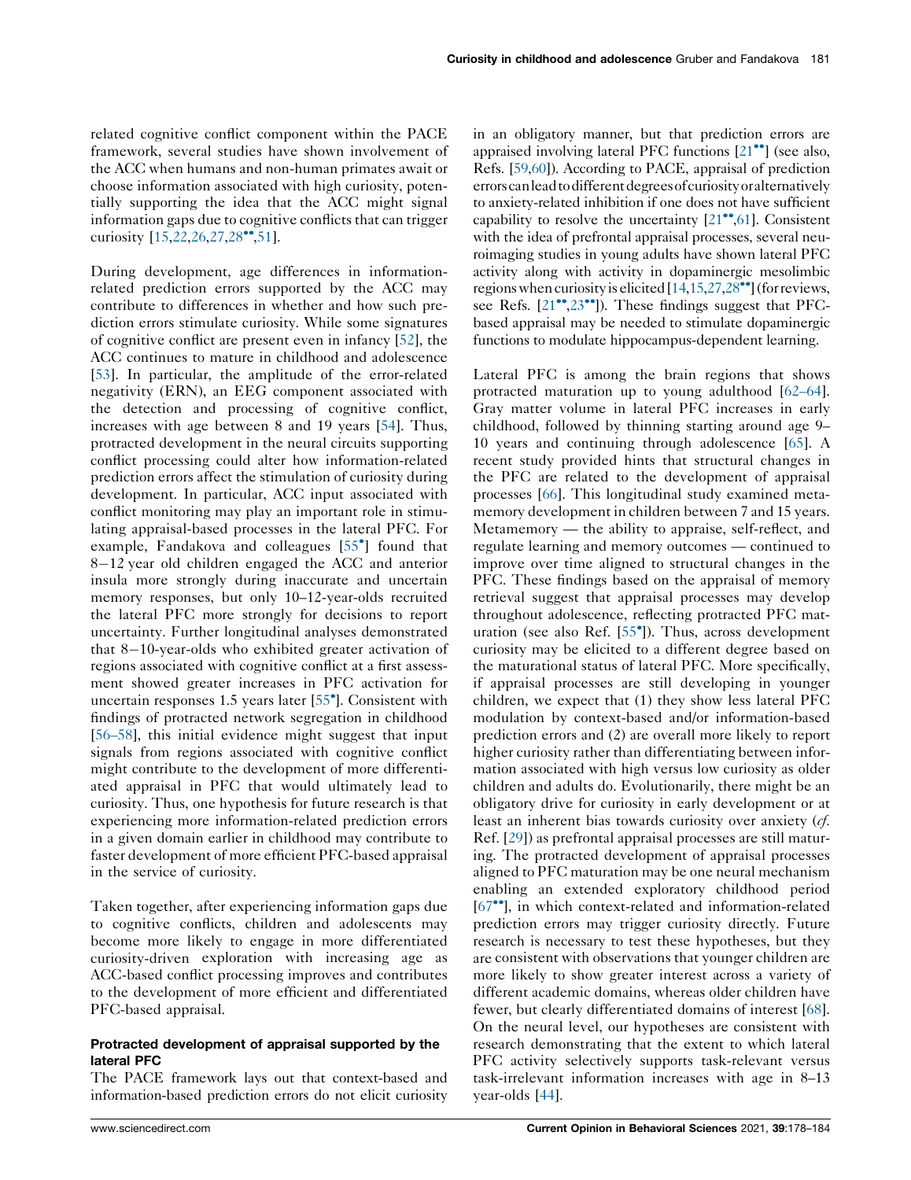related cognitive conflict component within the PACE framework, several studies have shown involvement of the ACC when humans and non-human primates await or choose information associated with high curiosity, potentially supporting the idea that the ACC might signal information gaps due to cognitive conflicts that can trigger curiosity [15,22,26,27,28••,51].

During development, age differences in information-related prediction errors supported by the ACC may contribute to differences in whether and how such prediction errors stimulate curiosity. While some signatures of cognitive conflict are present even in infancy [52], the ACC continues to mature in childhood and adolescence [53]. In particular, the amplitude of the error-related negativity (ERN), an EEG component associated with the detection and processing of cognitive conflict, increases with age between 8 and 19 years [54]. Thus, protracted development in the neural circuits supporting conflict processing could alter how information-related prediction errors affect the stimulation of curiosity during development. In particular, ACC input associated with conflict monitoring may play an important role in stimulating appraisal-based processes in the lateral PFC. For example, Fandakova and colleagues [55•] found that 8–12 year old children engaged the ACC and anterior insula more strongly during inaccurate and uncertain memory responses, but only 10–12-year-olds recruited the lateral PFC more strongly for decisions to report uncertainty. Further longitudinal analyses demonstrated that 8–10-year-olds who exhibited greater activation of regions associated with cognitive conflict at a first assessment showed greater increases in PFC activation for uncertain responses 1.5 years later [55•]. Consistent with findings of protracted network segregation in childhood [56–58], this initial evidence might suggest that input signals from regions associated with cognitive conflict might contribute to the development of more differentiated appraisal in PFC that would ultimately lead to curiosity. Thus, one hypothesis for future research is that experiencing more information-related prediction errors in a given domain earlier in childhood may contribute to faster development of more efficient PFC-based appraisal in the service of curiosity.

Taken together, after experiencing information gaps due to cognitive conflicts, children and adolescents may become more likely to engage in more differentiated curiosity-driven exploration with increasing age as ACC-based conflict processing improves and contributes to the development of more efficient and differentiated PFC-based appraisal.

### Protracted development of appraisal supported by the lateral PFC

The PACE framework lays out that context-based and information-based prediction errors do not elicit curiosity in an obligatory manner, but that prediction errors are appraised involving lateral PFC functions [21••] (see also, Refs. [59,60]). According to PACE, appraisal of prediction errors can lead to different degrees of curiosity or alternatively to anxiety-related inhibition if one does not have sufficient capability to resolve the uncertainty [21••,61]. Consistent with the idea of prefrontal appraisal processes, several neuroimaging studies in young adults have shown lateral PFC activity along with activity in dopaminergic mesolimbic regions when curiosity is elicited [14,15,27,28••] (for reviews, see Refs. [21••,23••]). These findings suggest that PFC-based appraisal may be needed to stimulate dopaminergic functions to modulate hippocampus-dependent learning.

Lateral PFC is among the brain regions that shows protracted maturation up to young adulthood [62–64]. Gray matter volume in lateral PFC increases in early childhood, followed by thinning starting around age 9–10 years and continuing through adolescence [65]. A recent study provided hints that structural changes in the PFC are related to the development of appraisal processes [66]. This longitudinal study examined metamemory development in children between 7 and 15 years. Metamemory — the ability to appraise, self-reflect, and regulate learning and memory outcomes — continued to improve over time aligned to structural changes in the PFC. These findings based on the appraisal of memory retrieval suggest that appraisal processes may develop throughout adolescence, reflecting protracted PFC maturation (see also Ref. [55•]). Thus, across development curiosity may be elicited to a different degree based on the maturational status of lateral PFC. More specifically, if appraisal processes are still developing in younger children, we expect that (1) they show less lateral PFC modulation by context-based and/or information-based prediction errors and (2) are overall more likely to report higher curiosity rather than differentiating between information associated with high versus low curiosity as older children and adults do. Evolutionarily, there might be an obligatory drive for curiosity in early development or at least an inherent bias towards curiosity over anxiety (*cf.* Ref. [29]) as prefrontal appraisal processes are still maturing. The protracted development of appraisal processes aligned to PFC maturation may be one neural mechanism enabling an extended exploratory childhood period [67••], in which context-related and information-related prediction errors may trigger curiosity directly. Future research is necessary to test these hypotheses, but they are consistent with observations that younger children are more likely to show greater interest across a variety of different academic domains, whereas older children have fewer, but clearly differentiated domains of interest [68]. On the neural level, our hypotheses are consistent with research demonstrating that the extent to which lateral PFC activity selectively supports task-relevant versus task-irrelevant information increases with age in 8–13 year-olds [44].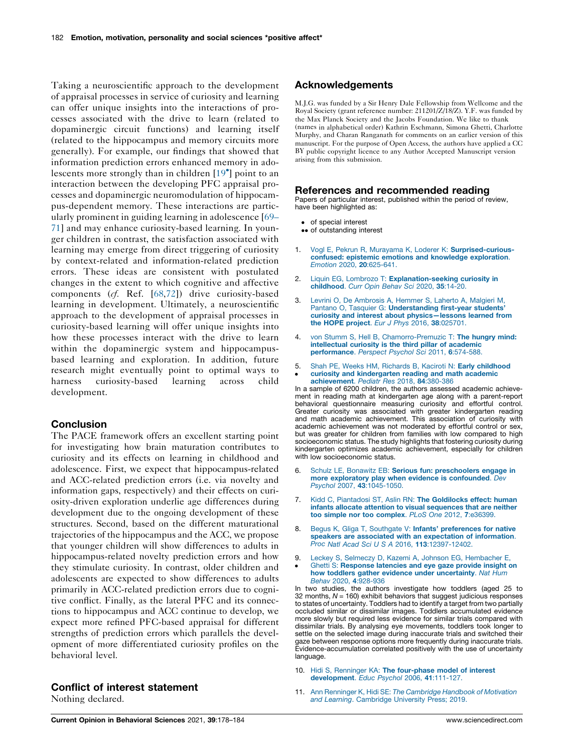Taking a neuroscientific approach to the development of appraisal processes in service of curiosity and learning can offer unique insights into the interactions of processes associated with the drive to learn (related to dopaminergic circuit functions) and learning itself (related to the hippocampus and memory circuits more generally). For example, our findings that showed that information prediction errors enhanced memory in adolescents more strongly than in children [19•] point to an interaction between the developing PFC appraisal processes and dopaminergic neuromodulation of hippocampus-dependent memory. These interactions are particularly prominent in guiding learning in adolescence [69–71] and may enhance curiosity-based learning. In younger children in contrast, the satisfaction associated with learning may emerge from direct triggering of curiosity by context-related and information-related prediction errors. These ideas are consistent with postulated changes in the extent to which cognitive and affective components (*cf.* Ref. [68,72]) drive curiosity-based learning in development. Ultimately, a neuroscientific approach to the development of appraisal processes in curiosity-based learning will offer unique insights into how these processes interact with the drive to learn within the dopaminergic system and hippocampus-based learning and exploration. In addition, future research might eventually point to optimal ways to harness curiosity-based learning across child development.

## Conclusion

The PACE framework offers an excellent starting point for investigating how brain maturation contributes to curiosity and its effects on learning in childhood and adolescence. First, we expect that hippocampus-related and ACC-related prediction errors (i.e. via novelty and information gaps, respectively) and their effects on curiosity-driven exploration underlie age differences during development due to the ongoing development of these structures. Second, based on the different maturational trajectories of the hippocampus and the ACC, we propose that younger children will show differences to adults in hippocampus-related novelty prediction errors and how they stimulate curiosity. In contrast, older children and adolescents are expected to show differences to adults primarily in ACC-related prediction errors due to cognitive conflict. Finally, as the lateral PFC and its connections to hippocampus and ACC continue to develop, we expect more refined PFC-based appraisal for different strengths of prediction errors which parallels the development of more differentiated curiosity profiles on the behavioral level.

## Conflict of interest statement

Nothing declared.

## Acknowledgements

M.J.G. was funded by a Sir Henry Dale Fellowship from Wellcome and the Royal Society (grant reference number: 211201/Z/18/Z). Y.F. was funded by the Max Planck Society and the Jacobs Foundation. We like to thank (names in alphabetical order) Kathrin Eschmann, Simona Ghetti, Charlotte Murphy, and Charan Ranganath for comments on an earlier version of this manuscript. For the purpose of Open Access, the authors have applied a CC BY public copyright licence to any Author Accepted Manuscript version arising from this submission.

## References and recommended reading

Papers of particular interest, published within the period of review, have been highlighted as:

- • of special interest
- •• of outstanding interest

1. Vogl E, Pekrun R, Murayama K, Loderer K: **Surprised-curious-confused: epistemic emotions and knowledge exploration**. *Emotion* 2020, **20**:625-641.

2. Liquin EG, Lombrozo T: **Explanation-seeking curiosity in childhood**. *Curr Opin Behav Sci* 2020, **35**:14-20.

3. Levrini O, De Ambrosis A, Hemmer S, Laherto A, Malgieri M, Pantano O, Tasquier G: **Understanding first-year students' curiosity and interest about physics—lessons learned from the HOPE project**. *Eur J Phys* 2016, **38**:025701.

4. von Stumm S, Hell B, Chamorro-Premuzic T: **The hungry mind: intellectual curiosity is the third pillar of academic performance**. *Perspect Psychol Sci* 2011, **6**:574-588.

5. • Shah PE, Weeks HM, Richards B, Kaciroti N: **Early childhood curiosity and kindergarten reading and math academic achievement**. *Pediatr Res* 2018, **84**:380-386

In a sample of 6200 children, the authors assessed academic achievement in reading math at kindergarten age along with a parent-report behavioral questionnaire measuring curiosity and effortful control. Greater curiosity was associated with greater kindergarten reading and math academic achievement. This association of curiosity with academic achievement was not moderated by effortful control or sex, but was greater for children from families with low compared to high socioeconomic status. The study highlights that fostering curiosity during kindergarten optimizes academic achievement, especially for children with low socioeconomic status.

6. Schulz LE, Bonawitz EB: **Serious fun: preschoolers engage in more exploratory play when evidence is confounded**. *Dev Psychol* 2007, **43**:1045-1050.

7. Kidd C, Piantadosi ST, Aslin RN: **The Goldilocks effect: human infants allocate attention to visual sequences that are neither too simple nor too complex**. *PLoS One* 2012, **7**:e36399.

8. Begus K, Gliga T, Southgate V: **Infants' preferences for native speakers are associated with an expectation of information**. *Proc Natl Acad Sci U S A* 2016, **113**:12397-12402.

9. • Leckey S, Selmeczy D, Kazemi A, Johnson EG, Hembacher E, Ghetti S: **Response latencies and eye gaze provide insight on how toddlers gather evidence under uncertainty**. *Nat Hum Behav* 2020, **4**:928-936

In two studies, the authors investigate how toddlers (aged 25 to 32 months, $N = 160$) exhibit behaviors that suggest judicious responses to states of uncertainty. Toddlers had to identify a target from two partially occluded similar or dissimilar images. Toddlers accumulated evidence more slowly but required less evidence for similar trials compared with dissimilar trials. By analysing eye movements, toddlers took longer to settle on the selected image during inaccurate trials and switched their gaze between response options more frequently during inaccurate trials. Evidence-accumulation correlated positively with the use of uncertainty language.

10. Hidi S, Renninger KA: **The four-phase model of interest development**. *Educ Psychol* 2006, **41**:111-127.

11. Ann Renninger K, Hidi SE: *The Cambridge Handbook of Motivation and Learning*. Cambridge University Press; 2019.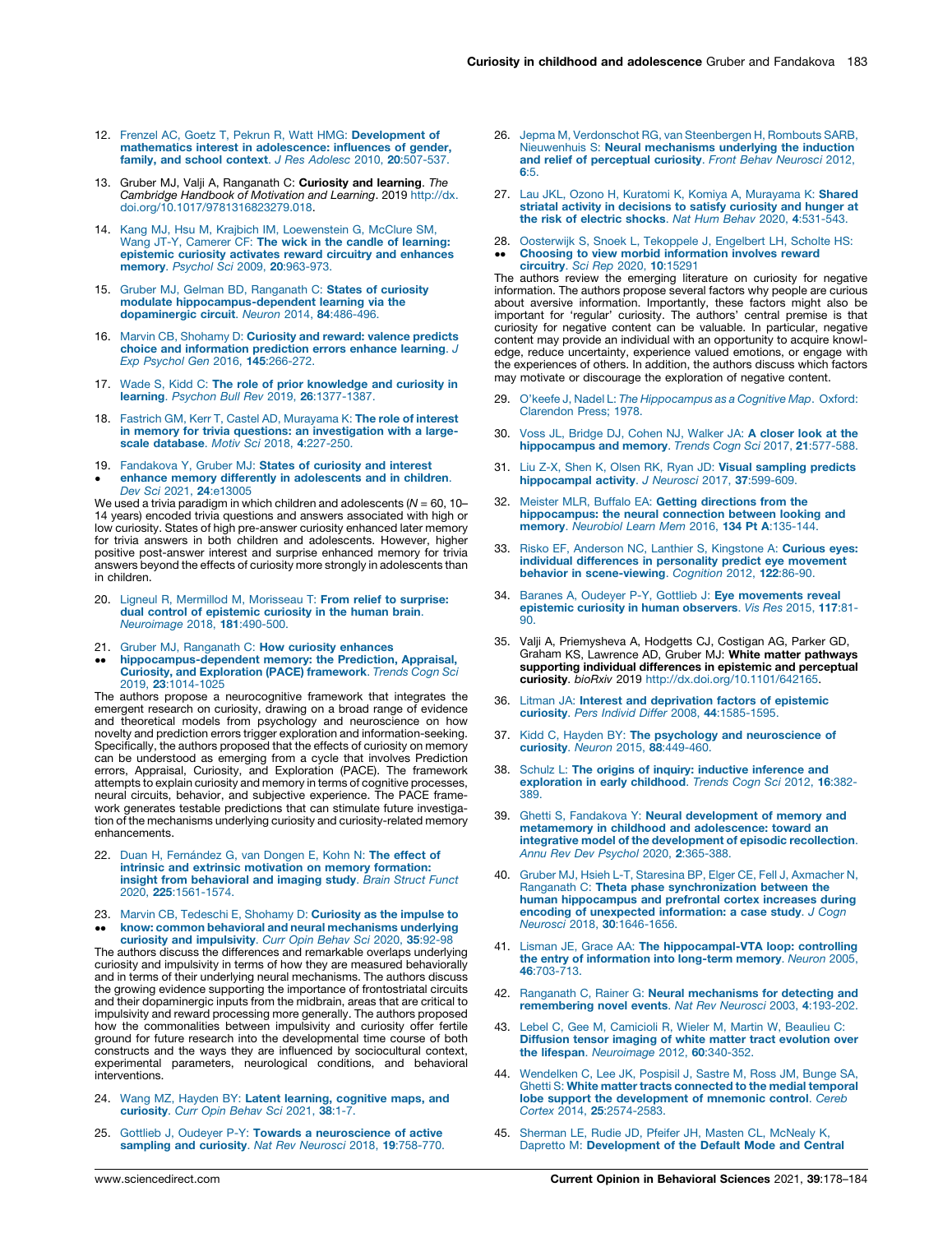12. Frenzel AC, Goetz T, Pekrun R, Watt HMG: **Development of mathematics interest in adolescence: influences of gender, family, and school context**. *J Res Adolesc* 2010, **20**:507-537.

13. Gruber MJ, Valji A, Ranganath C: **Curiosity and learning**. *The Cambridge Handbook of Motivation and Learning*. 2019 http://dx.doi.org/10.1017/9781316823279.018.

14. Kang MJ, Hsu M, Krajbich IM, Loewenstein G, McClure SM, Wang JT-Y, Camerer CF: **The wick in the candle of learning: epistemic curiosity activates reward circuitry and enhances memory**. *Psychol Sci* 2009, **20**:963-973.

15. Gruber MJ, Gelman BD, Ranganath C: **States of curiosity modulate hippocampus-dependent learning via the dopaminergic circuit**. *Neuron* 2014, **84**:486-496.

16. Marvin CB, Shohamy D: **Curiosity and reward: valence predicts choice and information prediction errors enhance learning**. *J Exp Psychol Gen* 2016, **145**:266-272.

17. Wade S, Kidd C: **The role of prior knowledge and curiosity in learning**. *Psychon Bull Rev* 2019, **26**:1377-1387.

18. Fastrich GM, Kerr T, Castel AD, Murayama K: **The role of interest in memory for trivia questions: an investigation with a large-scale database**. *Motiv Sci* 2018, **4**:227-250.

19. • Fandakova Y, Gruber MJ: **States of curiosity and interest enhance memory differently in adolescents and in children**. *Dev Sci* 2021, **24**:e13005

We used a trivia paradigm in which children and adolescents ($N$ = 60, 10–14 years) encoded trivia questions and answers associated with high or low curiosity. States of high pre-answer curiosity enhanced later memory for trivia answers in both children and adolescents. However, higher positive post-answer interest and surprise enhanced memory for trivia answers beyond the effects of curiosity more strongly in adolescents than in children.

20. Ligneul R, Mermillod M, Morisseau T: **From relief to surprise: dual control of epistemic curiosity in the human brain**. *Neuroimage* 2018, **181**:490-500.

21. •• Gruber MJ, Ranganath C: **How curiosity enhances hippocampus-dependent memory: the Prediction, Appraisal, Curiosity, and Exploration (PACE) framework**. *Trends Cogn Sci* 2019, **23**:1014-1025

The authors propose a neurocognitive framework that integrates the emergent research on curiosity, drawing on a broad range of evidence and theoretical models from psychology and neuroscience on how novelty and prediction errors trigger exploration and information-seeking. Specifically, the authors proposed that the effects of curiosity on memory can be understood as emerging from a cycle that involves Prediction errors, Appraisal, Curiosity, and Exploration (PACE). The framework attempts to explain curiosity and memory in terms of cognitive processes, neural circuits, behavior, and subjective experience. The PACE framework generates testable predictions that can stimulate future investigation of the mechanisms underlying curiosity and curiosity-related memory enhancements.

22. Duan H, Fernández G, van Dongen E, Kohn N: **The effect of intrinsic and extrinsic motivation on memory formation: insight from behavioral and imaging study**. *Brain Struct Funct* 2020, **225**:1561-1574.

23. •• Marvin CB, Tedeschi E, Shohamy D: **Curiosity as the impulse to know: common behavioral and neural mechanisms underlying curiosity and impulsivity**. *Curr Opin Behav Sci* 2020, **35**:92-98

The authors discuss the differences and remarkable overlaps underlying curiosity and impulsivity in terms of how they are measured behaviorally and in terms of their underlying neural mechanisms. The authors discuss the growing evidence supporting the importance of frontostriatal circuits and their dopaminergic inputs from the midbrain, areas that are critical to impulsivity and reward processing more generally. The authors proposed how the commonalities between impulsivity and curiosity offer fertile ground for future research into the developmental time course of both constructs and the ways they are influenced by sociocultural context, experimental parameters, neurological conditions, and behavioral interventions.

24. Wang MZ, Hayden BY: **Latent learning, cognitive maps, and curiosity**. *Curr Opin Behav Sci* 2021, **38**:1-7.

25. Gottlieb J, Oudeyer P-Y: **Towards a neuroscience of active sampling and curiosity**. *Nat Rev Neurosci* 2018, **19**:758-770.

26. Jepma M, Verdonschot RG, van Steenbergen H, Rombouts SARB, Nieuwenhuis S: **Neural mechanisms underlying the induction and relief of perceptual curiosity**. *Front Behav Neurosci* 2012, **6**:5.

27. Lau JKL, Ozono H, Kuratomi K, Komiya A, Murayama K: **Shared striatal activity in decisions to satisfy curiosity and hunger at the risk of electric shocks**. *Nat Hum Behav* 2020, **4**:531-543.

28. •• Oosterwijk S, Snoek L, Tekoppele J, Engelbert LH, Scholte HS: **Choosing to view morbid information involves reward circuitry**. *Sci Rep* 2020, **10**:15291

The authors review the emerging literature on curiosity for negative information. The authors propose several factors why people are curious about aversive information. Importantly, these factors might also be important for 'regular' curiosity. The authors' central premise is that curiosity for negative content can be valuable. In particular, negative content may provide an individual with an opportunity to acquire knowledge, reduce uncertainty, experience valued emotions, or engage with the experiences of others. In addition, the authors discuss which factors may motivate or discourage the exploration of negative content.

29. O'keefe J, Nadel L: *The Hippocampus as a Cognitive Map*. Oxford: Clarendon Press; 1978.

30. Voss JL, Bridge DJ, Cohen NJ, Walker JA: **A closer look at the hippocampus and memory**. *Trends Cogn Sci* 2017, **21**:577-588.

31. Liu Z-X, Shen K, Olsen RK, Ryan JD: **Visual sampling predicts hippocampal activity**. *J Neurosci* 2017, **37**:599-609.

32. Meister MLR, Buffalo EA: **Getting directions from the hippocampus: the neural connection between looking and memory**. *Neurobiol Learn Mem* 2016, **134 Pt A**:135-144.

33. Risko EF, Anderson NC, Lanthier S, Kingstone A: **Curious eyes: individual differences in personality predict eye movement behavior in scene-viewing**. *Cognition* 2012, **122**:86-90.

34. Baranes A, Oudeyer P-Y, Gottlieb J: **Eye movements reveal epistemic curiosity in human observers**. *Vis Res* 2015, **117**:81-90.

35. Valji A, Priemysheva A, Hodgetts CJ, Costigan AG, Parker GD, Graham KS, Lawrence AD, Gruber MJ: **White matter pathways supporting individual differences in epistemic and perceptual curiosity**. *bioRxiv* 2019 http://dx.doi.org/10.1101/642165.

36. Litman JA: **Interest and deprivation factors of epistemic curiosity**. *Pers Individ Differ* 2008, **44**:1585-1595.

37. Kidd C, Hayden BY: **The psychology and neuroscience of curiosity**. *Neuron* 2015, **88**:449-460.

38. Schulz L: **The origins of inquiry: inductive inference and exploration in early childhood**. *Trends Cogn Sci* 2012, **16**:382-389.

39. Ghetti S, Fandakova Y: **Neural development of memory and metamemory in childhood and adolescence: toward an integrative model of the development of episodic recollection**. *Annu Rev Dev Psychol* 2020, **2**:365-388.

40. Gruber MJ, Hsieh L-T, Staresina BP, Elger CE, Fell J, Axmacher N, Ranganath C: **Theta phase synchronization between the human hippocampus and prefrontal cortex increases during encoding of unexpected information: a case study**. *J Cogn Neurosci* 2018, **30**:1646-1656.

41. Lisman JE, Grace AA: **The hippocampal-VTA loop: controlling the entry of information into long-term memory**. *Neuron* 2005, **46**:703-713.

42. Ranganath C, Rainer G: **Neural mechanisms for detecting and remembering novel events**. *Nat Rev Neurosci* 2003, **4**:193-202.

43. Lebel C, Gee M, Camicioli R, Wieler M, Martin W, Beaulieu C: **Diffusion tensor imaging of white matter tract evolution over the lifespan**. *Neuroimage* 2012, **60**:340-352.

44. Wendelken C, Lee JK, Pospisil J, Sastre M, Ross JM, Bunge SA, Ghetti S: **White matter tracts connected to the medial temporal lobe support the development of mnemonic control**. *Cereb Cortex* 2014, **25**:2574-2583.

45. Sherman LE, Rudie JD, Pfeifer JH, Masten CL, McNealy K, Dapretto M: **Development of the Default Mode and Central**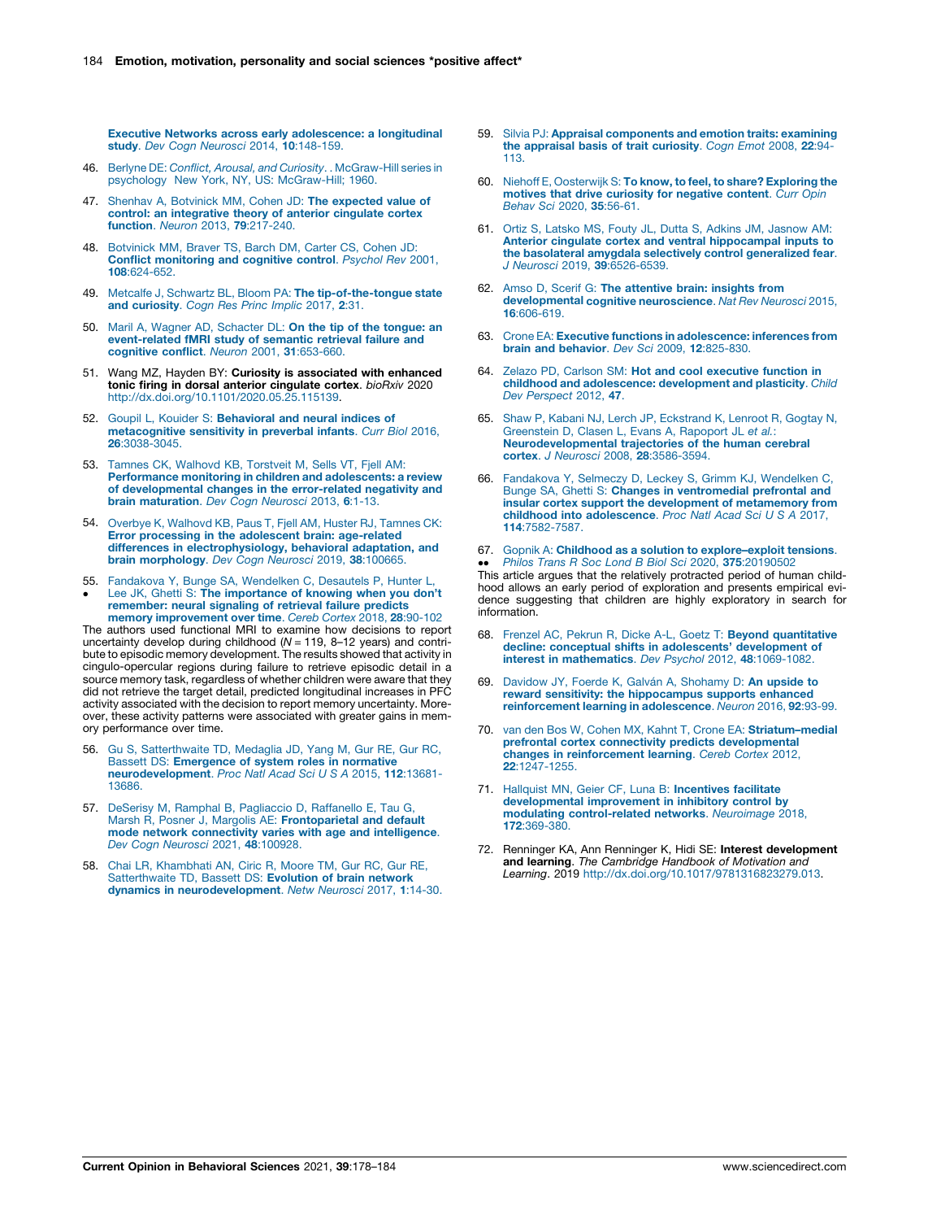Executive Networks across early adolescence: a longitudinal study. *Dev Cogn Neurosci* 2014, **10**:148-159.

46. Berlyne DE: *Conflict, Arousal, and Curiosity*. . McGraw-Hill series in psychology New York, NY, US: McGraw-Hill; 1960.

47. Shenhav A, Botvinick MM, Cohen JD: **The expected value of control: an integrative theory of anterior cingulate cortex function**. *Neuron* 2013, **79**:217-240.

48. Botvinick MM, Braver TS, Barch DM, Carter CS, Cohen JD: **Conflict monitoring and cognitive control**. *Psychol Rev* 2001, **108**:624-652.

49. Metcalfe J, Schwartz BL, Bloom PA: **The tip-of-the-tongue state and curiosity**. *Cogn Res Princ Implic* 2017, **2**:31.

50. Maril A, Wagner AD, Schacter DL: **On the tip of the tongue: an event-related fMRI study of semantic retrieval failure and cognitive conflict**. *Neuron* 2001, **31**:653-660.

51. Wang MZ, Hayden BY: **Curiosity is associated with enhanced tonic firing in dorsal anterior cingulate cortex**. *bioRxiv* 2020 http://dx.doi.org/10.1101/2020.05.25.115139.

52. Goupil L, Kouider S: **Behavioral and neural indices of metacognitive sensitivity in preverbal infants**. *Curr Biol* 2016, **26**:3038-3045.

53. Tamnes CK, Walhovd KB, Torstveit M, Sells VT, Fjell AM: **Performance monitoring in children and adolescents: a review of developmental changes in the error-related negativity and brain maturation**. *Dev Cogn Neurosci* 2013, **6**:1-13.

54. Overbye K, Walhovd KB, Paus T, Fjell AM, Huster RJ, Tamnes CK: **Error processing in the adolescent brain: age-related differences in electrophysiology, behavioral adaptation, and brain morphology**. *Dev Cogn Neurosci* 2019, **38**:100665.

55. • Fandakova Y, Bunge SA, Wendelken C, Desautels P, Hunter L, Lee JK, Ghetti S: **The importance of knowing when you don't remember: neural signaling of retrieval failure predicts memory improvement over time**. *Cereb Cortex* 2018, **28**:90-102

The authors used functional MRI to examine how decisions to report uncertainty develop during childhood ($N$ = 119, 8–12 years) and contribute to episodic memory development. The results showed that activity in cingulo-opercular regions during failure to retrieve episodic detail in a source memory task, regardless of whether children were aware that they did not retrieve the target detail, predicted longitudinal increases in PFC activity associated with the decision to report memory uncertainty. Moreover, these activity patterns were associated with greater gains in memory performance over time.

56. Gu S, Satterthwaite TD, Medaglia JD, Yang M, Gur RE, Gur RC, Bassett DS: **Emergence of system roles in normative neurodevelopment**. *Proc Natl Acad Sci U S A* 2015, **112**:13681-13686.

57. DeSerisy M, Ramphal B, Pagliaccio D, Raffanello E, Tau G, Marsh R, Posner J, Margolis AE: **Frontoparietal and default mode network connectivity varies with age and intelligence**. *Dev Cogn Neurosci* 2021, **48**:100928.

58. Chai LR, Khambhati AN, Ciric R, Moore TM, Gur RC, Gur RE, Satterthwaite TD, Bassett DS: **Evolution of brain network dynamics in neurodevelopment**. *Netw Neurosci* 2017, **1**:14-30.

59. Silvia PJ: **Appraisal components and emotion traits: examining the appraisal basis of trait curiosity**. *Cogn Emot* 2008, **22**:94-113.

60. Niehoff E, Oosterwijk S: **To know, to feel, to share? Exploring the motives that drive curiosity for negative content**. *Curr Opin Behav Sci* 2020, **35**:56-61.

61. Ortiz S, Latsko MS, Fouty JL, Dutta S, Adkins JM, Jasnow AM: **Anterior cingulate cortex and ventral hippocampal inputs to the basolateral amygdala selectively control generalized fear**. *J Neurosci* 2019, **39**:6526-6539.

62. Amso D, Scerif G: **The attentive brain: insights from developmental cognitive neuroscience**. *Nat Rev Neurosci* 2015, **16**:606-619.

63. Crone EA: **Executive functions in adolescence: inferences from brain and behavior**. *Dev Sci* 2009, **12**:825-830.

64. Zelazo PD, Carlson SM: **Hot and cool executive function in childhood and adolescence: development and plasticity**. *Child Dev Perspect* 2012, **47**.

65. Shaw P, Kabani NJ, Lerch JP, Eckstrand K, Lenroot R, Gogtay N, Greenstein D, Clasen L, Evans A, Rapoport JL *et al.*: **Neurodevelopmental trajectories of the human cerebral cortex**. *J Neurosci* 2008, **28**:3586-3594.

66. Fandakova Y, Selmeczy D, Leckey S, Grimm KJ, Wendelken C, Bunge SA, Ghetti S: **Changes in ventromedial prefrontal and insular cortex support the development of metamemory from childhood into adolescence**. *Proc Natl Acad Sci U S A* 2017, **114**:7582-7587.

67. •• Gopnik A: **Childhood as a solution to explore–exploit tensions**. *Philos Trans R Soc Lond B Biol Sci* 2020, **375**:20190502

This article argues that the relatively protracted period of human childhood allows an early period of exploration and presents empirical evidence suggesting that children are highly exploratory in search for information.

68. Frenzel AC, Pekrun R, Dicke A-L, Goetz T: **Beyond quantitative decline: conceptual shifts in adolescents' development of interest in mathematics**. *Dev Psychol* 2012, **48**:1069-1082.

69. Davidow JY, Foerde K, Galván A, Shohamy D: **An upside to reward sensitivity: the hippocampus supports enhanced reinforcement learning in adolescence**. *Neuron* 2016, **92**:93-99.

70. van den Bos W, Cohen MX, Kahnt T, Crone EA: **Striatum–medial prefrontal cortex connectivity predicts developmental changes in reinforcement learning**. *Cereb Cortex* 2012, **22**:1247-1255.

71. Hallquist MN, Geier CF, Luna B: **Incentives facilitate developmental improvement in inhibitory control by modulating control-related networks**. *Neuroimage* 2018, **172**:369-380.

72. Renninger KA, Ann Renninger K, Hidi SE: **Interest development and learning**. *The Cambridge Handbook of Motivation and Learning*. 2019 http://dx.doi.org/10.1017/9781316823279.013.